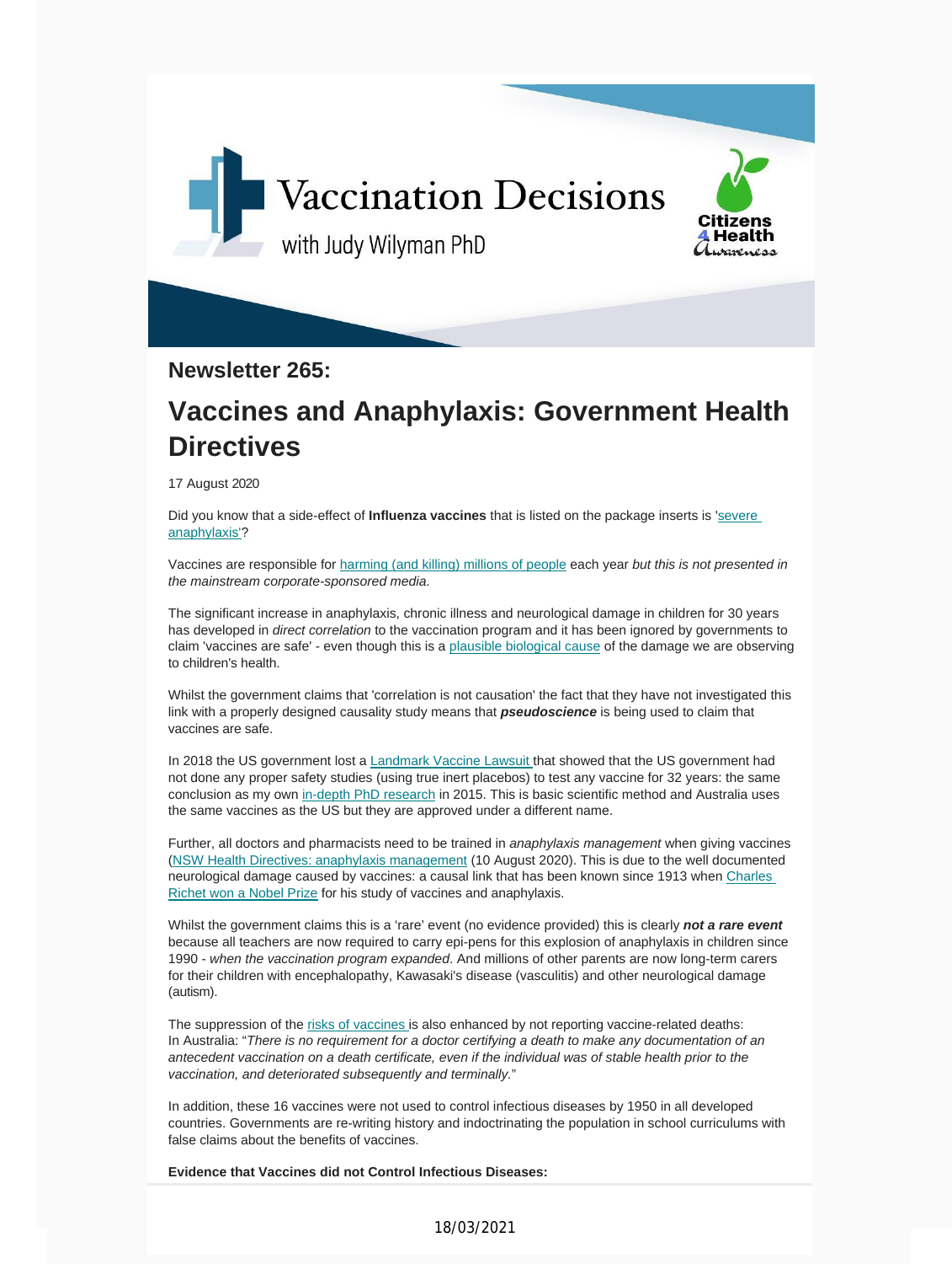Vaccination Decisions

with Judy Wilyman PhD

Citizens 4 Health Awareness

### Newsletter 265:

# Vaccines and Anaphylaxis: Government Health Directives

17 August 2020

Did you know that a side-effect of **Influenza vaccines** that is listed on the package inserts is 'severe anaphylaxis'?

Vaccines are responsible for harming (and killing) millions of people each year *but this is not presented in the mainstream corporate-sponsored media.*

The significant increase in anaphylaxis, chronic illness and neurological damage in children for 30 years has developed in *direct correlation* to the vaccination program and it has been ignored by governments to claim 'vaccines are safe' - even though this is a plausible biological cause of the damage we are observing to children's health.

Whilst the government claims that 'correlation is not causation' the fact that they have not investigated this link with a properly designed causality study means that ***pseudoscience*** is being used to claim that vaccines are safe.

In 2018 the US government lost a Landmark Vaccine Lawsuit that showed that the US government had not done any proper safety studies (using true inert placebos) to test any vaccine for 32 years: the same conclusion as my own in-depth PhD research in 2015. This is basic scientific method and Australia uses the same vaccines as the US but they are approved under a different name.

Further, all doctors and pharmacists need to be trained in *anaphylaxis management* when giving vaccines (NSW Health Directives: anaphylaxis management (10 August 2020). This is due to the well documented neurological damage caused by vaccines: a causal link that has been known since 1913 when Charles Richet won a Nobel Prize for his study of vaccines and anaphylaxis.

Whilst the government claims this is a 'rare' event (no evidence provided) this is clearly ***not a rare event*** because all teachers are now required to carry epi-pens for this explosion of anaphylaxis in children since 1990 - *when the vaccination program expanded*. And millions of other parents are now long-term carers for their children with encephalopathy, Kawasaki's disease (vasculitis) and other neurological damage (autism).

The suppression of the risks of vaccines is also enhanced by not reporting vaccine-related deaths: In Australia: "*There is no requirement for a doctor certifying a death to make any documentation of an antecedent vaccination on a death certificate, even if the individual was of stable health prior to the vaccination, and deteriorated subsequently and terminally.*"

In addition, these 16 vaccines were not used to control infectious diseases by 1950 in all developed countries. Governments are re-writing history and indoctrinating the population in school curriculums with false claims about the benefits of vaccines.

**Evidence that Vaccines did not Control Infectious Diseases:**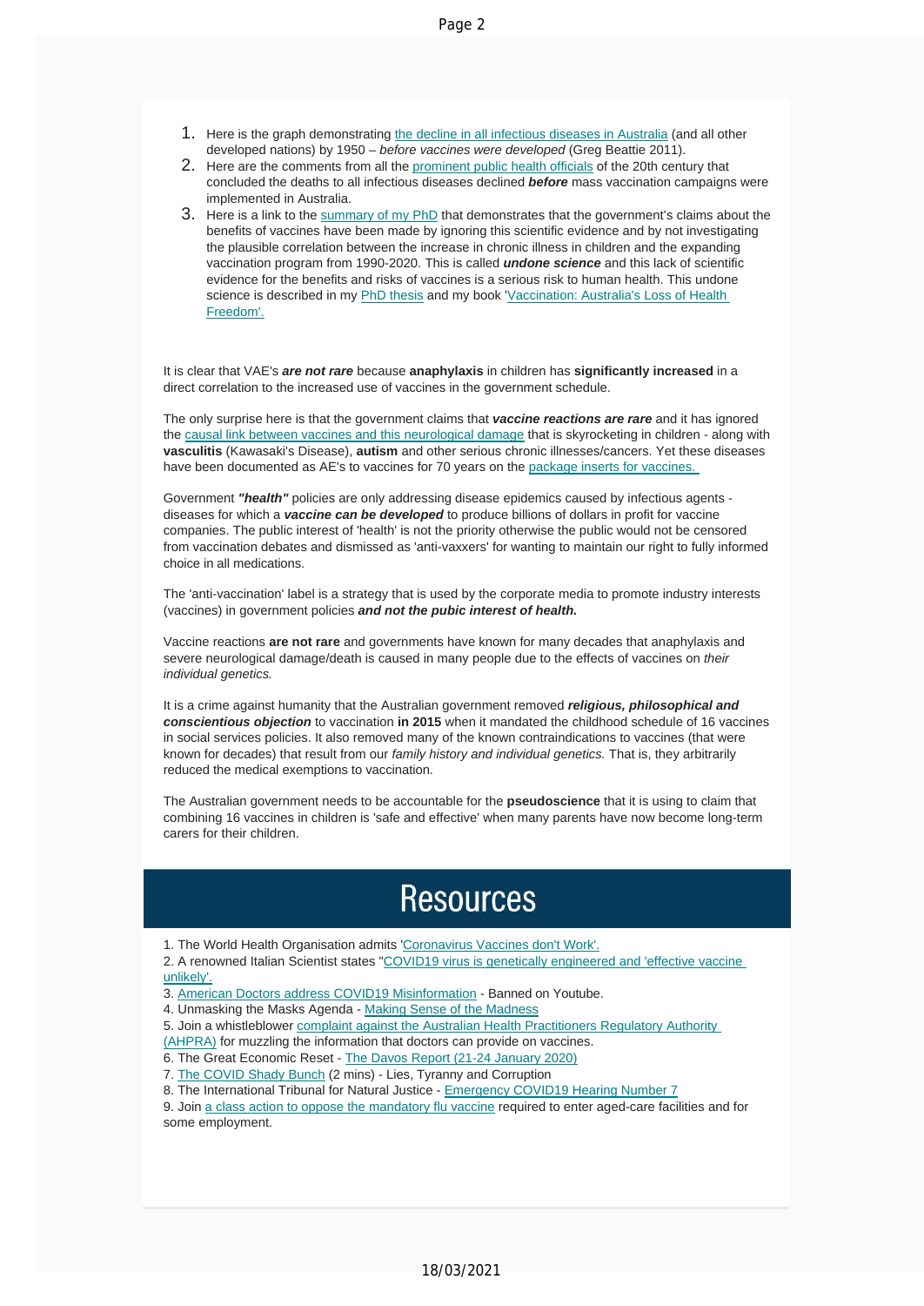1. Here is the graph demonstrating the decline in all infectious diseases in Australia (and all other developed nations) by 1950 – *before vaccines were developed* (Greg Beattie 2011).
2. Here are the comments from all the prominent public health officials of the 20th century that concluded the deaths to all infectious diseases declined ***before*** mass vaccination campaigns were implemented in Australia.
3. Here is a link to the summary of my PhD that demonstrates that the government's claims about the benefits of vaccines have been made by ignoring this scientific evidence and by not investigating the plausible correlation between the increase in chronic illness in children and the expanding vaccination program from 1990-2020. This is called ***undone science*** and this lack of scientific evidence for the benefits and risks of vaccines is a serious risk to human health. This undone science is described in my PhD thesis and my book 'Vaccination: Australia's Loss of Health Freedom'.

It is clear that VAE's ***are not rare*** because **anaphylaxis** in children has **significantly increased** in a direct correlation to the increased use of vaccines in the government schedule.

The only surprise here is that the government claims that ***vaccine reactions are rare*** and it has ignored the causal link between vaccines and this neurological damage that is skyrocketing in children - along with **vasculitis** (Kawasaki's Disease), **autism** and other serious chronic illnesses/cancers. Yet these diseases have been documented as AE's to vaccines for 70 years on the package inserts for vaccines.

Government ***"health"*** policies are only addressing disease epidemics caused by infectious agents - diseases for which a ***vaccine can be developed*** to produce billions of dollars in profit for vaccine companies. The public interest of 'health' is not the priority otherwise the public would not be censored from vaccination debates and dismissed as 'anti-vaxxers' for wanting to maintain our right to fully informed choice in all medications.

The 'anti-vaccination' label is a strategy that is used by the corporate media to promote industry interests (vaccines) in government policies ***and not the pubic interest of health.***

Vaccine reactions **are not rare** and governments have known for many decades that anaphylaxis and severe neurological damage/death is caused in many people due to the effects of vaccines on *their individual genetics.*

It is a crime against humanity that the Australian government removed ***religious, philosophical and conscientious objection*** to vaccination **in 2015** when it mandated the childhood schedule of 16 vaccines in social services policies. It also removed many of the known contraindications to vaccines (that were known for decades) that result from our *family history and individual genetics.* That is, they arbitrarily reduced the medical exemptions to vaccination.

The Australian government needs to be accountable for the **pseudoscience** that it is using to claim that combining 16 vaccines in children is 'safe and effective' when many parents have now become long-term carers for their children.

# Resources

1. The World Health Organisation admits 'Coronavirus Vaccines don't Work'.
2. A renowned Italian Scientist states "COVID19 virus is genetically engineered and 'effective vaccine unlikely'.
3. American Doctors address COVID19 Misinformation - Banned on Youtube.
4. Unmasking the Masks Agenda - Making Sense of the Madness
5. Join a whistleblower complaint against the Australian Health Practitioners Regulatory Authority (AHPRA) for muzzling the information that doctors can provide on vaccines.
6. The Great Economic Reset - The Davos Report (21-24 January 2020)
7. The COVID Shady Bunch (2 mins) - Lies, Tyranny and Corruption
8. The International Tribunal for Natural Justice - Emergency COVID19 Hearing Number 7
9. Join a class action to oppose the mandatory flu vaccine required to enter aged-care facilities and for some employment.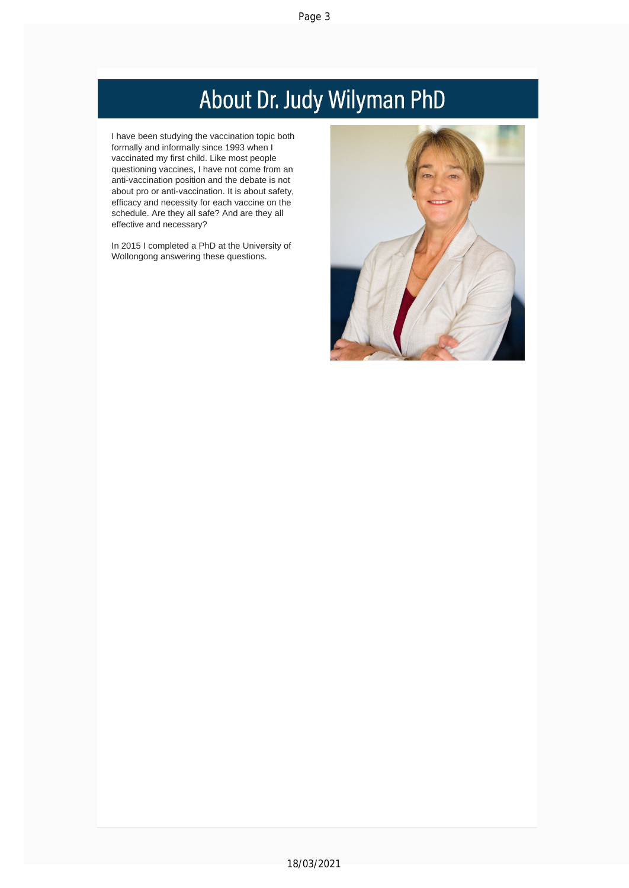# About Dr. Judy Wilyman PhD

I have been studying the vaccination topic both formally and informally since 1993 when I vaccinated my first child. Like most people questioning vaccines, I have not come from an anti-vaccination position and the debate is not about pro or anti-vaccination. It is about safety, efficacy and necessity for each vaccine on the schedule. Are they all safe? And are they all effective and necessary?

In 2015 I completed a PhD at the University of Wollongong answering these questions.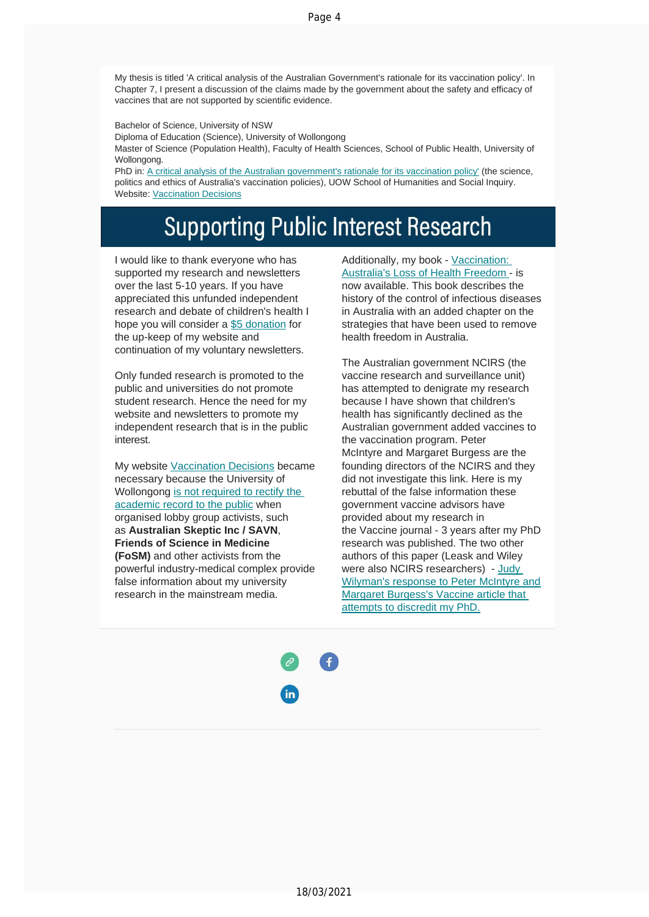My thesis is titled 'A critical analysis of the Australian Government's rationale for its vaccination policy'. In Chapter 7, I present a discussion of the claims made by the government about the safety and efficacy of vaccines that are not supported by scientific evidence.

Bachelor of Science, University of NSW
Diploma of Education (Science), University of Wollongong
Master of Science (Population Health), Faculty of Health Sciences, School of Public Health, University of Wollongong.
PhD in: A critical analysis of the Australian government's rationale for its vaccination policy' (the science, politics and ethics of Australia's vaccination policies), UOW School of Humanities and Social Inquiry.
Website: Vaccination Decisions

# Supporting Public Interest Research

I would like to thank everyone who has supported my research and newsletters over the last 5-10 years. If you have appreciated this unfunded independent research and debate of children's health I hope you will consider a $5 donation for the up-keep of my website and continuation of my voluntary newsletters.

Only funded research is promoted to the public and universities do not promote student research. Hence the need for my website and newsletters to promote my independent research that is in the public interest.

My website Vaccination Decisions became necessary because the University of Wollongong is not required to rectify the academic record to the public when organised lobby group activists, such as **Australian Skeptic Inc / SAVN**, **Friends of Science in Medicine (FoSM)** and other activists from the powerful industry-medical complex provide false information about my university research in the mainstream media.

Additionally, my book - Vaccination: Australia's Loss of Health Freedom - is now available. This book describes the history of the control of infectious diseases in Australia with an added chapter on the strategies that have been used to remove health freedom in Australia.

The Australian government NCIRS (the vaccine research and surveillance unit) has attempted to denigrate my research because I have shown that children's health has significantly declined as the Australian government added vaccines to the vaccination program. Peter McIntyre and Margaret Burgess are the founding directors of the NCIRS and they did not investigate this link. Here is my rebuttal of the false information these government vaccine advisors have provided about my research in the Vaccine journal - 3 years after my PhD research was published. The two other authors of this paper (Leask and Wiley were also NCIRS researchers) - Judy Wilyman's response to Peter McIntyre and Margaret Burgess's Vaccine article that attempts to discredit my PhD.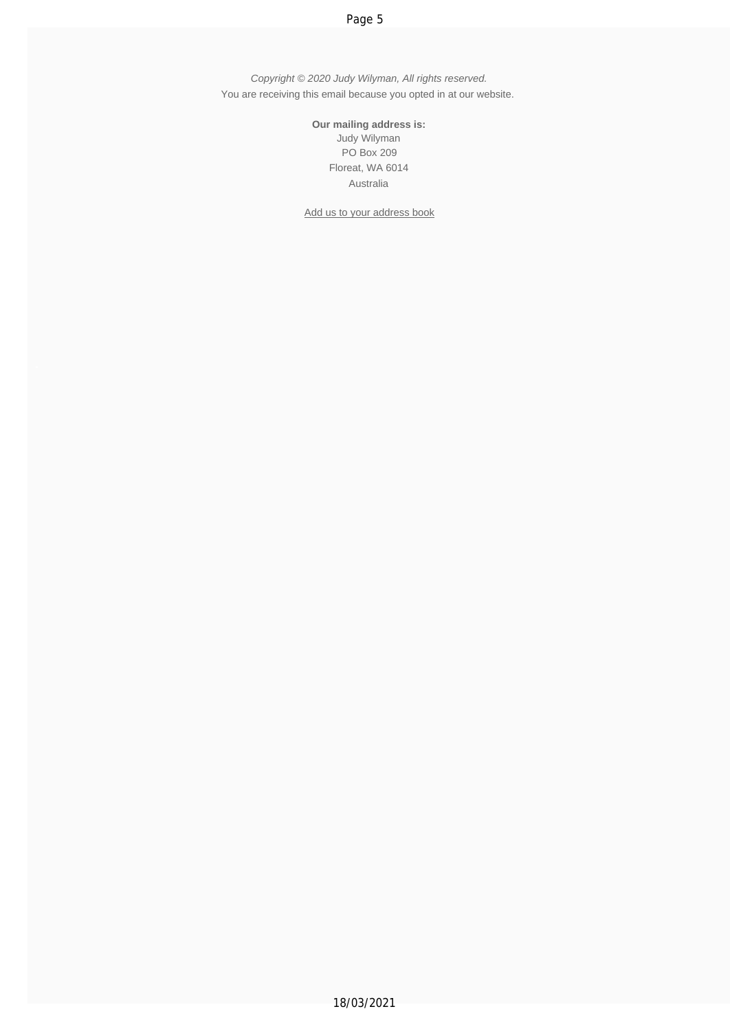*Copyright © 2020 Judy Wilyman, All rights reserved.*
You are receiving this email because you opted in at our website.

**Our mailing address is:**
Judy Wilyman
PO Box 209
Floreat, WA 6014
Australia

Add us to your address book